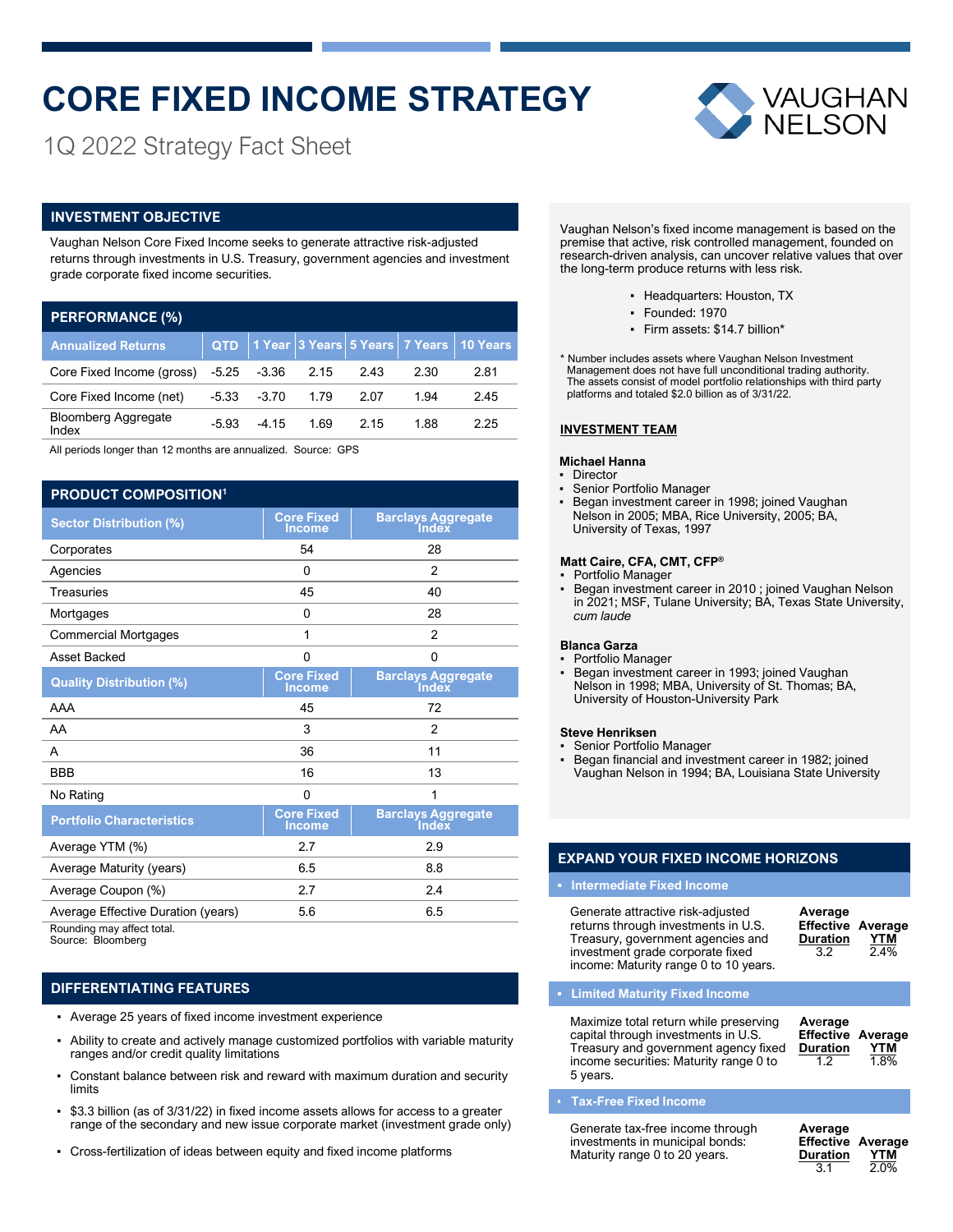# CORE FIXED INCOME STRATEGY

1Q 2022 Strategy Fact Sheet

VAUGHAN NELSON

## INVESTMENT OBJECTIVE

Vaughan Nelson Core Fixed Income seeks to generate attractive risk-adjusted returns through investments in U.S. Treasury, government agencies and investment grade corporate fixed income securities.

## PERFORMANCE (%)

| Annualized Returns | QTD | 1 Year | 3 Years | 5 Years | 7 Years | 10 Years |
|---|---|---|---|---|---|---|
| Core Fixed Income (gross) | -5.25 | -3.36 | 2.15 | 2.43 | 2.30 | 2.81 |
| Core Fixed Income (net) | -5.33 | -3.70 | 1.79 | 2.07 | 1.94 | 2.45 |
| Bloomberg Aggregate Index | -5.93 | -4.15 | 1.69 | 2.15 | 1.88 | 2.25 |

All periods longer than 12 months are annualized. Source: GPS

## PRODUCT COMPOSITION[1]

| Sector Distribution (%) | Core Fixed Income | Barclays Aggregate Index |
|---|---|---|
| Corporates | 54 | 28 |
| Agencies | 0 | 2 |
| Treasuries | 45 | 40 |
| Mortgages | 0 | 28 |
| Commercial Mortgages | 1 | 2 |
| Asset Backed | 0 | 0 |
| **Quality Distribution (%)** | **Core Fixed Income** | **Barclays Aggregate Index** |
| AAA | 45 | 72 |
| AA | 3 | 2 |
| A | 36 | 11 |
| BBB | 16 | 13 |
| No Rating | 0 | 1 |
| **Portfolio Characteristics** | **Core Fixed Income** | **Barclays Aggregate Index** |
| Average YTM (%) | 2.7 | 2.9 |
| Average Maturity (years) | 6.5 | 8.8 |
| Average Coupon (%) | 2.7 | 2.4 |
| Average Effective Duration (years) | 5.6 | 6.5 |

Rounding may affect total.
Source: Bloomberg

## DIFFERENTIATING FEATURES

- Average 25 years of fixed income investment experience
- Ability to create and actively manage customized portfolios with variable maturity ranges and/or credit quality limitations
- Constant balance between risk and reward with maximum duration and security limits
- $3.3 billion (as of 3/31/22) in fixed income assets allows for access to a greater range of the secondary and new issue corporate market (investment grade only)
- Cross-fertilization of ideas between equity and fixed income platforms

Vaughan Nelson's fixed income management is based on the premise that active, risk controlled management, founded on research-driven analysis, can uncover relative values that over the long-term produce returns with less risk.

- Headquarters: Houston, TX
- Founded: 1970
- Firm assets: $14.7 billion*

\* Number includes assets where Vaughan Nelson Investment Management does not have full unconditional trading authority. The assets consist of model portfolio relationships with third party platforms and totaled $2.0 billion as of 3/31/22.

### INVESTMENT TEAM

**Michael Hanna**
- Director
- Senior Portfolio Manager
- Began investment career in 1998; joined Vaughan Nelson in 2005; MBA, Rice University, 2005; BA, University of Texas, 1997

**Matt Caire, CFA, CMT, CFP®**
- Portfolio Manager
- Began investment career in 2010 ; joined Vaughan Nelson in 2021; MSF, Tulane University; BA, Texas State University, *cum laude*

**Blanca Garza**
- Portfolio Manager
- Began investment career in 1993; joined Vaughan Nelson in 1998; MBA, University of St. Thomas; BA, University of Houston-University Park

**Steve Henriksen**
- Senior Portfolio Manager
- Began financial and investment career in 1982; joined Vaughan Nelson in 1994; BA, Louisiana State University

## EXPAND YOUR FIXED INCOME HORIZONS

### Intermediate Fixed Income

| | Average Effective Duration | Average YTM |
|---|---|---|
| Generate attractive risk-adjusted returns through investments in U.S. Treasury, government agencies and investment grade corporate fixed income: Maturity range 0 to 10 years. | 3.2 | 2.4% |

### Limited Maturity Fixed Income

| | Average Effective Duration | Average YTM |
|---|---|---|
| Maximize total return while preserving capital through investments in U.S. Treasury and government agency fixed income securities: Maturity range 0 to 5 years. | 1.2 | 1.8% |

### Tax-Free Fixed Income

| | Average Effective Duration | Average YTM |
|---|---|---|
| Generate tax-free income through investments in municipal bonds: Maturity range 0 to 20 years. | 3.1 | 2.0% |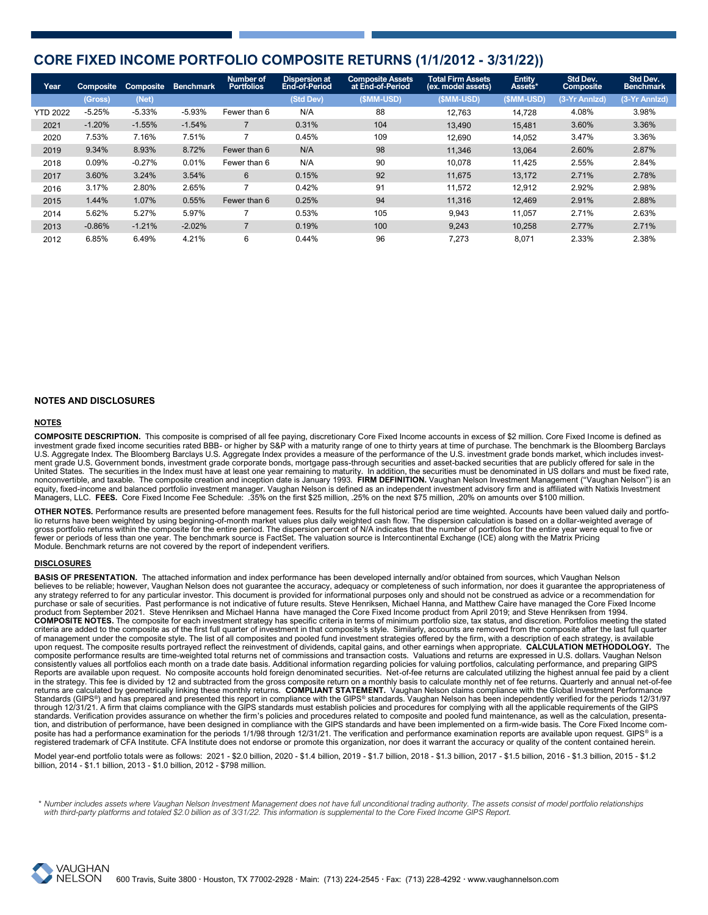# CORE FIXED INCOME PORTFOLIO COMPOSITE RETURNS (1/1/2012 - 3/31/22))

| Year | Composite (Gross) | Composite (Net) | Benchmark | Number of Portfolios | Dispersion at End-of-Period (Std Dev) | Composite Assets at End-of-Period ($MM-USD) | Total Firm Assets (ex. model assets) ($MM-USD) | Entity Assets* ($MM-USD) | Std Dev. Composite (3-Yr Annlzd) | Std Dev. Benchmark (3-Yr Annlzd) |
|---|---|---|---|---|---|---|---|---|---|---|
| YTD 2022 | -5.25% | -5.33% | -5.93% | Fewer than 6 | N/A | 88 | 12,763 | 14,728 | 4.08% | 3.98% |
| 2021 | -1.20% | -1.55% | -1.54% | 7 | 0.31% | 104 | 13,490 | 15,481 | 3.60% | 3.36% |
| 2020 | 7.53% | 7.16% | 7.51% | 7 | 0.45% | 109 | 12,690 | 14,052 | 3.47% | 3.36% |
| 2019 | 9.34% | 8.93% | 8.72% | Fewer than 6 | N/A | 98 | 11,346 | 13,064 | 2.60% | 2.87% |
| 2018 | 0.09% | -0.27% | 0.01% | Fewer than 6 | N/A | 90 | 10,078 | 11,425 | 2.55% | 2.84% |
| 2017 | 3.60% | 3.24% | 3.54% | 6 | 0.15% | 92 | 11,675 | 13,172 | 2.71% | 2.78% |
| 2016 | 3.17% | 2.80% | 2.65% | 7 | 0.42% | 91 | 11,572 | 12,912 | 2.92% | 2.98% |
| 2015 | 1.44% | 1.07% | 0.55% | Fewer than 6 | 0.25% | 94 | 11,316 | 12,469 | 2.91% | 2.88% |
| 2014 | 5.62% | 5.27% | 5.97% | 7 | 0.53% | 105 | 9,943 | 11,057 | 2.71% | 2.63% |
| 2013 | -0.86% | -1.21% | -2.02% | 7 | 0.19% | 100 | 9,243 | 10,258 | 2.77% | 2.71% |
| 2012 | 6.85% | 6.49% | 4.21% | 6 | 0.44% | 96 | 7,273 | 8,071 | 2.33% | 2.38% |

## NOTES AND DISCLOSURES

### NOTES

**COMPOSITE DESCRIPTION.** This composite is comprised of all fee paying, discretionary Core Fixed Income accounts in excess of $2 million. Core Fixed Income is defined as investment grade fixed income securities rated BBB- or higher by S&P with a maturity range of one to thirty years at time of purchase. The benchmark is the Bloomberg Barclays U.S. Aggregate Index. The Bloomberg Barclays U.S. Aggregate Index provides a measure of the performance of the U.S. investment grade bonds market, which includes investment grade U.S. Government bonds, investment grade corporate bonds, mortgage pass-through securities and asset-backed securities that are publicly offered for sale in the United States. The securities in the Index must have at least one year remaining to maturity. In addition, the securities must be denominated in US dollars and must be fixed rate, nonconvertible, and taxable. The composite creation and inception date is January 1993. **FIRM DEFINITION.** Vaughan Nelson Investment Management ("Vaughan Nelson") is an equity, fixed-income and balanced portfolio investment manager. Vaughan Nelson is defined as an independent investment advisory firm and is affiliated with Natixis Investment Managers, LLC. **FEES.** Core Fixed Income Fee Schedule: .35% on the first $25 million, .25% on the next $75 million, .20% on amounts over $100 million.

**OTHER NOTES.** Performance results are presented before management fees. Results for the full historical period are time weighted. Accounts have been valued daily and portfolio returns have been weighted by using beginning-of-month market values plus daily weighted cash flow. The dispersion calculation is based on a dollar-weighted average of gross portfolio returns within the composite for the entire period. The dispersion percent of N/A indicates that the number of portfolios for the entire year were equal to five or fewer or periods of less than one year. The benchmark source is FactSet. The valuation source is Intercontinental Exchange (ICE) along with the Matrix Pricing Module. Benchmark returns are not covered by the report of independent verifiers.

### DISCLOSURES

**BASIS OF PRESENTATION.** The attached information and index performance has been developed internally and/or obtained from sources, which Vaughan Nelson believes to be reliable; however, Vaughan Nelson does not guarantee the accuracy, adequacy or completeness of such information, nor does it guarantee the appropriateness of any strategy referred to for any particular investor. This document is provided for informational purposes only and should not be construed as advice or a recommendation for purchase or sale of securities. Past performance is not indicative of future results. Steve Henriksen, Michael Hanna, and Matthew Caire have managed the Core Fixed Income product from September 2021. Steve Henriksen and Michael Hanna have managed the Core Fixed Income product from April 2019; and Steve Henriksen from 1994. **COMPOSITE NOTES.** The composite for each investment strategy has specific criteria in terms of minimum portfolio size, tax status, and discretion. Portfolios meeting the stated criteria are added to the composite as of the first full quarter of investment in that composite's style. Similarly, accounts are removed from the composite after the last full quarter of management under the composite style. The list of all composites and pooled fund investment strategies offered by the firm, with a description of each strategy, is available upon request. The composite results portrayed reflect the reinvestment of dividends, capital gains, and other earnings when appropriate. **CALCULATION METHODOLOGY.** The composite performance results are time-weighted total returns net of commissions and transaction costs. Valuations and returns are expressed in U.S. dollars. Vaughan Nelson consistently values all portfolios each month on a trade date basis. Additional information regarding policies for valuing portfolios, calculating performance, and preparing GIPS Reports are available upon request. No composite accounts hold foreign denominated securities. Net-of-fee returns are calculated utilizing the highest annual fee paid by a client in the strategy. This fee is divided by 12 and subtracted from the gross composite return on a monthly basis to calculate monthly net of fee returns. Quarterly and annual net-of-fee returns are calculated by geometrically linking these monthly returns. **COMPLIANT STATEMENT.** Vaughan Nelson claims compliance with the Global Investment Performance Standards (GIPS®) and has prepared and presented this report in compliance with the GIPS® standards. Vaughan Nelson has been independently verified for the periods 12/31/97 through 12/31/21. A firm that claims compliance with the GIPS standards must establish policies and procedures for complying with all the applicable requirements of the GIPS standards. Verification provides assurance on whether the firm's policies and procedures related to composite and pooled fund maintenance, as well as the calculation, presentation, and distribution of performance, have been designed in compliance with the GIPS standards and have been implemented on a firm-wide basis. The Core Fixed Income composite has had a performance examination for the periods 1/1/98 through 12/31/21. The verification and performance examination reports are available upon request. GIPS® is a registered trademark of CFA Institute. CFA Institute does not endorse or promote this organization, nor does it warrant the accuracy or quality of the content contained herein.

Model year-end portfolio totals were as follows: 2021 - $2.0 billion, 2020 - $1.4 billion, 2019 - $1.7 billion, 2018 - $1.3 billion, 2017 - $1.5 billion, 2016 - $1.3 billion, 2015 - $1.2 billion, 2014 - $1.1 billion, 2013 - $1.0 billion, 2012 - $798 million.

\* *Number includes assets where Vaughan Nelson Investment Management does not have full unconditional trading authority. The assets consist of model portfolio relationships with third-party platforms and totaled $2.0 billion as of 3/31/22. This information is supplemental to the Core Fixed Income GIPS Report.*

VAUGHAN NELSON 600 Travis, Suite 3800 · Houston, TX 77002-2928 · Main: (713) 224-2545 · Fax: (713) 228-4292 · www.vaughannelson.com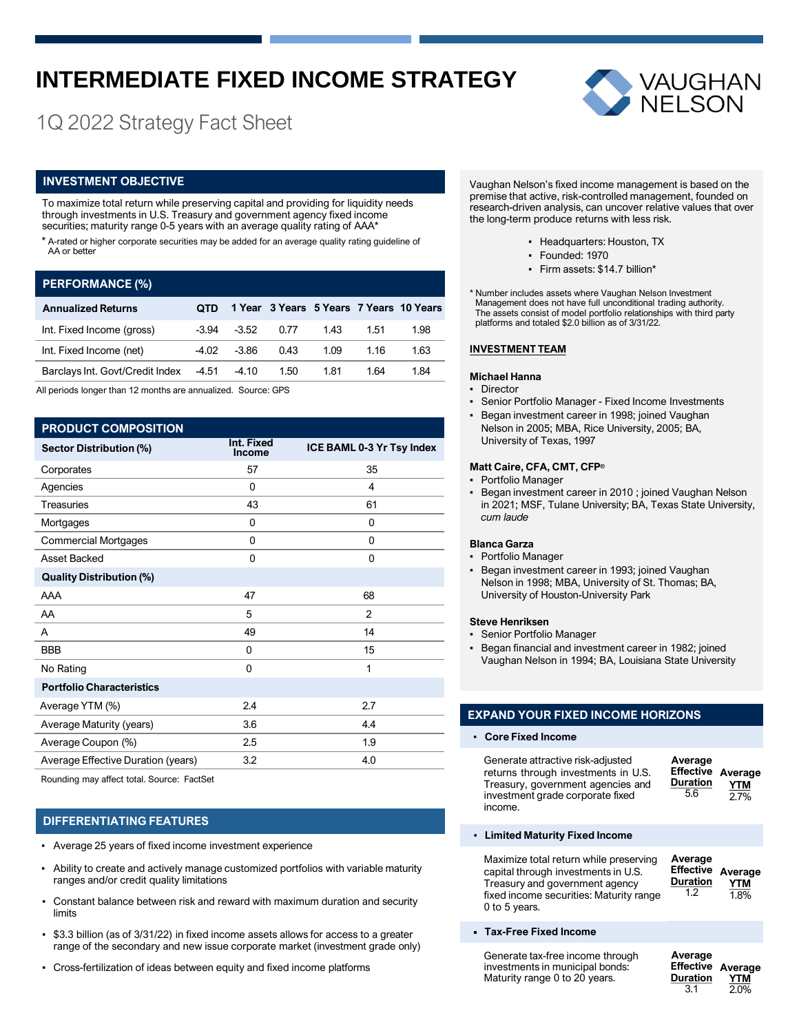# INTERMEDIATE FIXED INCOME STRATEGY

1Q 2022 Strategy Fact Sheet

VAUGHAN NELSON

## INVESTMENT OBJECTIVE

To maximize total return while preserving capital and providing for liquidity needs through investments in U.S. Treasury and government agency fixed income securities; maturity range 0-5 years with an average quality rating of AAA*

\* A-rated or higher corporate securities may be added for an average quality rating guideline of AA or better

## PERFORMANCE (%)

| Annualized Returns | QTD | 1 Year | 3 Years | 5 Years | 7 Years | 10 Years |
|---|---|---|---|---|---|---|
| Int. Fixed Income (gross) | -3.94 | -3.52 | 0.77 | 1.43 | 1.51 | 1.98 |
| Int. Fixed Income (net) | -4.02 | -3.86 | 0.43 | 1.09 | 1.16 | 1.63 |
| Barclays Int. Govt/Credit Index | -4.51 | -4.10 | 1.50 | 1.81 | 1.64 | 1.84 |

All periods longer than 12 months are annualized. Source: GPS

## PRODUCT COMPOSITION

| Sector Distribution (%) | Int. Fixed Income | ICE BAML 0-3 Yr Tsy Index |
|---|---|---|
| Corporates | 57 | 35 |
| Agencies | 0 | 4 |
| Treasuries | 43 | 61 |
| Mortgages | 0 | 0 |
| Commercial Mortgages | 0 | 0 |
| Asset Backed | 0 | 0 |
| **Quality Distribution (%)** | | |
| AAA | 47 | 68 |
| AA | 5 | 2 |
| A | 49 | 14 |
| BBB | 0 | 15 |
| No Rating | 0 | 1 |
| **Portfolio Characteristics** | | |
| Average YTM (%) | 2.4 | 2.7 |
| Average Maturity (years) | 3.6 | 4.4 |
| Average Coupon (%) | 2.5 | 1.9 |
| Average Effective Duration (years) | 3.2 | 4.0 |

Rounding may affect total. Source: FactSet

## DIFFERENTIATING FEATURES

- Average 25 years of fixed income investment experience
- Ability to create and actively manage customized portfolios with variable maturity ranges and/or credit quality limitations
- Constant balance between risk and reward with maximum duration and security limits
- $3.3 billion (as of 3/31/22) in fixed income assets allows for access to a greater range of the secondary and new issue corporate market (investment grade only)
- Cross-fertilization of ideas between equity and fixed income platforms

Vaughan Nelson's fixed income management is based on the premise that active, risk-controlled management, founded on research-driven analysis, can uncover relative values that over the long-term produce returns with less risk.

- Headquarters: Houston, TX
- Founded: 1970
- Firm assets: $14.7 billion*

\* Number includes assets where Vaughan Nelson Investment Management does not have full unconditional trading authority. The assets consist of model portfolio relationships with third party platforms and totaled $2.0 billion as of 3/31/22.

### INVESTMENT TEAM

**Michael Hanna**
- Director
- Senior Portfolio Manager - Fixed Income Investments
- Began investment career in 1998; joined Vaughan Nelson in 2005; MBA, Rice University, 2005; BA, University of Texas, 1997

**Matt Caire, CFA, CMT, CFP®**
- Portfolio Manager
- Began investment career in 2010 ; joined Vaughan Nelson in 2021; MSF, Tulane University; BA, Texas State University, *cum laude*

**Blanca Garza**
- Portfolio Manager
- Began investment career in 1993; joined Vaughan Nelson in 1998; MBA, University of St. Thomas; BA, University of Houston-University Park

**Steve Henriksen**
- Senior Portfolio Manager
- Began financial and investment career in 1982; joined Vaughan Nelson in 1994; BA, Louisiana State University

## EXPAND YOUR FIXED INCOME HORIZONS

- **Core Fixed Income**

Generate attractive risk-adjusted returns through investments in U.S. Treasury, government agencies and investment grade corporate fixed income.

Average Effective Duration: 5.6 | Average YTM: 2.7%

- **Limited Maturity Fixed Income**

Maximize total return while preserving capital through investments in U.S. Treasury and government agency fixed income securities: Maturity range 0 to 5 years.

Average Effective Duration: 1.2 | Average YTM: 1.8%

- **Tax-Free Fixed Income**

Generate tax-free income through investments in municipal bonds: Maturity range 0 to 20 years.

Average Effective Duration: 3.1 | Average YTM: 2.0%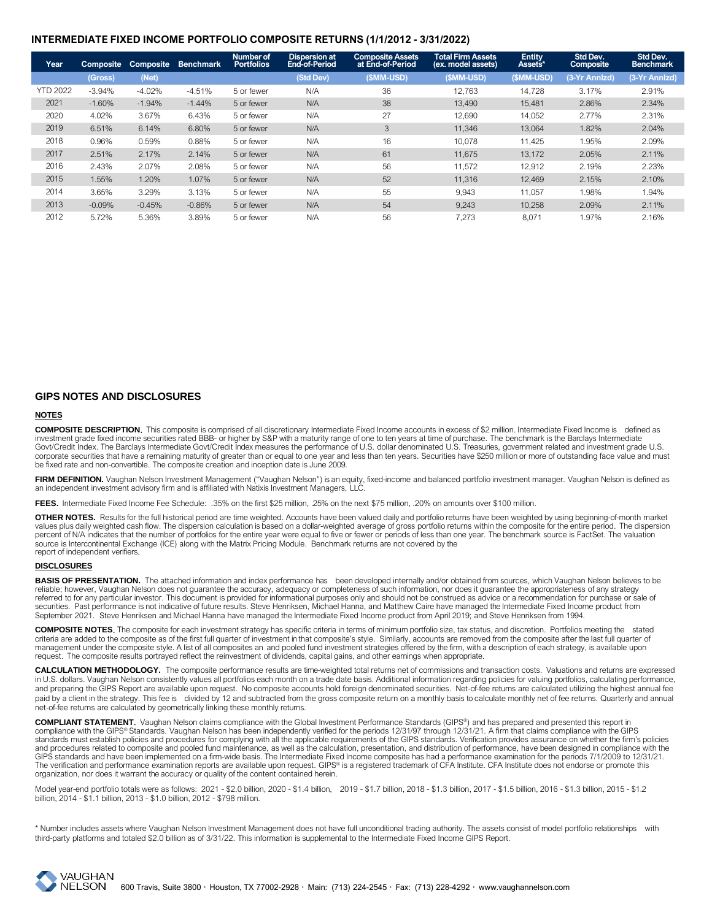## INTERMEDIATE FIXED INCOME PORTFOLIO COMPOSITE RETURNS (1/1/2012 - 3/31/2022)

| Year | Composite | Composite | Benchmark | Number of Portfolios | Dispersion at End-of-Period | Composite Assets at End-of-Period | Total Firm Assets (ex. model assets) | Entity Assets* | Std Dev. Composite | Std Dev. Benchmark |
|---|---|---|---|---|---|---|---|---|---|---|
| | (Gross) | (Net) | | | (Std Dev) | ($MM-USD) | ($MM-USD) | ($MM-USD) | (3-Yr Annlzd) | (3-Yr Annlzd) |
| YTD 2022 | -3.94% | -4.02% | -4.51% | 5 or fewer | N/A | 36 | 12,763 | 14,728 | 3.17% | 2.91% |
| 2021 | -1.60% | -1.94% | -1.44% | 5 or fewer | N/A | 38 | 13,490 | 15,481 | 2.86% | 2.34% |
| 2020 | 4.02% | 3.67% | 6.43% | 5 or fewer | N/A | 27 | 12,690 | 14,052 | 2.77% | 2.31% |
| 2019 | 6.51% | 6.14% | 6.80% | 5 or fewer | N/A | 3 | 11,346 | 13,064 | 1.82% | 2.04% |
| 2018 | 0.96% | 0.59% | 0.88% | 5 or fewer | N/A | 16 | 10,078 | 11,425 | 1.95% | 2.09% |
| 2017 | 2.51% | 2.17% | 2.14% | 5 or fewer | N/A | 61 | 11,675 | 13,172 | 2.05% | 2.11% |
| 2016 | 2.43% | 2.07% | 2.08% | 5 or fewer | N/A | 56 | 11,572 | 12,912 | 2.19% | 2.23% |
| 2015 | 1.55% | 1.20% | 1.07% | 5 or fewer | N/A | 52 | 11,316 | 12,469 | 2.15% | 2.10% |
| 2014 | 3.65% | 3.29% | 3.13% | 5 or fewer | N/A | 55 | 9,943 | 11,057 | 1.98% | 1.94% |
| 2013 | -0.09% | -0.45% | -0.86% | 5 or fewer | N/A | 54 | 9,243 | 10,258 | 2.09% | 2.11% |
| 2012 | 5.72% | 5.36% | 3.89% | 5 or fewer | N/A | 56 | 7,273 | 8,071 | 1.97% | 2.16% |

## GIPS NOTES AND DISCLOSURES

### NOTES

**COMPOSITE DESCRIPTION.** This composite is comprised of all discretionary Intermediate Fixed Income accounts in excess of $2 million. Intermediate Fixed Income is defined as investment grade fixed income securities rated BBB- or higher by S&P with a maturity range of one to ten years at time of purchase. The benchmark is the Barclays Intermediate Govt/Credit Index. The Barclays Intermediate Govt/Credit Index measures the performance of U.S. dollar denominated U.S. Treasuries, government related and investment grade U.S. corporate securities that have a remaining maturity of greater than or equal to one year and less than ten years. Securities have $250 million or more of outstanding face value and must be fixed rate and non-convertible. The composite creation and inception date is June 2009.

**FIRM DEFINITION.** Vaughan Nelson Investment Management ("Vaughan Nelson") is an equity, fixed-income and balanced portfolio investment manager. Vaughan Nelson is defined as an independent investment advisory firm and is affiliated with Natixis Investment Managers, LLC.

**FEES.** Intermediate Fixed Income Fee Schedule: .35% on the first $25 million, .25% on the next $75 million, .20% on amounts over $100 million.

**OTHER NOTES.** Results for the full historical period are time weighted. Accounts have been valued daily and portfolio returns have been weighted by using beginning-of-month market values plus daily weighted cash flow. The dispersion calculation is based on a dollar-weighted average of gross portfolio returns within the composite for the entire period. The dispersion percent of N/A indicates that the number of portfolios for the entire year were equal to five or fewer or periods of less than one year. The benchmark source is FactSet. The valuation source is Intercontinental Exchange (ICE) along with the Matrix Pricing Module. Benchmark returns are not covered by the report of independent verifiers.

### DISCLOSURES

**BASIS OF PRESENTATION.** The attached information and index performance has been developed internally and/or obtained from sources, which Vaughan Nelson believes to be reliable; however, Vaughan Nelson does not guarantee the accuracy, adequacy or completeness of such information, nor does it guarantee the appropriateness of any strategy referred to for any particular investor. This document is provided for informational purposes only and should not be construed as advice or a recommendation for purchase or sale of securities. Past performance is not indicative of future results. Steve Henriksen, Michael Hanna, and Matthew Caire have managed the Intermediate Fixed Income product from September 2021. Steve Henriksen and Michael Hanna have managed the Intermediate Fixed Income product from April 2019; and Steve Henriksen from 1994.

**COMPOSITE NOTES.** The composite for each investment strategy has specific criteria in terms of minimum portfolio size, tax status, and discretion. Portfolios meeting the stated criteria are added to the composite as of the first full quarter of investment in that composite's style. Similarly, accounts are removed from the composite after the last full quarter of management under the composite style. A list of all composites an and pooled fund investment strategies offered by the firm, with a description of each strategy, is available upon request. The composite results portrayed reflect the reinvestment of dividends, capital gains, and other earnings when appropriate.

**CALCULATION METHODOLOGY.** The composite performance results are time-weighted total returns net of commissions and transaction costs. Valuations and returns are expressed in U.S. dollars. Vaughan Nelson consistently values all portfolios each month on a trade date basis. Additional information regarding policies for valuing portfolios, calculating performance, and preparing the GIPS Report are available upon request. No composite accounts hold foreign denominated securities. Net-of-fee returns are calculated utilizing the highest annual fee paid by a client in the strategy. This fee is divided by 12 and subtracted from the gross composite return on a monthly basis to calculate monthly net of fee returns. Quarterly and annual net-of-fee returns are calculated by geometrically linking these monthly returns.

**COMPLIANT STATEMENT.** Vaughan Nelson claims compliance with the Global Investment Performance Standards (GIPS®) and has prepared and presented this report in compliance with the GIPS® Standards. Vaughan Nelson has been independently verified for the periods 12/31/97 through 12/31/21. A firm that claims compliance with the GIPS standards must establish policies and procedures for complying with all the applicable requirements of the GIPS standards. Verification provides assurance on whether the firm's policies and procedures related to composite and pooled fund maintenance, as well as the calculation, presentation, and distribution of performance, have been designed in compliance with the GIPS standards and have been implemented on a firm-wide basis. The Intermediate Fixed Income composite has had a performance examination for the periods 7/1/2009 to 12/31/21. The verification and performance examination reports are available upon request. GIPS® is a registered trademark of CFA Institute. CFA Institute does not endorse or promote this organization, nor does it warrant the accuracy or quality of the content contained herein.

Model year-end portfolio totals were as follows: 2021 - $2.0 billion, 2020 - $1.4 billion, 2019 - $1.7 billion, 2018 - $1.3 billion, 2017 - $1.5 billion, 2016 - $1.3 billion, 2015 - $1.2 billion, 2014 - $1.1 billion, 2013 - $1.0 billion, 2012 - $798 million.

* Number includes assets where Vaughan Nelson Investment Management does not have full unconditional trading authority. The assets consist of model portfolio relationships with third-party platforms and totaled $2.0 billion as of 3/31/22. This information is supplemental to the Intermediate Fixed Income GIPS Report.

VAUGHAN NELSON 600 Travis, Suite 3800 · Houston, TX 77002-2928 · Main: (713) 224-2545 · Fax: (713) 228-4292 · www.vaughannelson.com